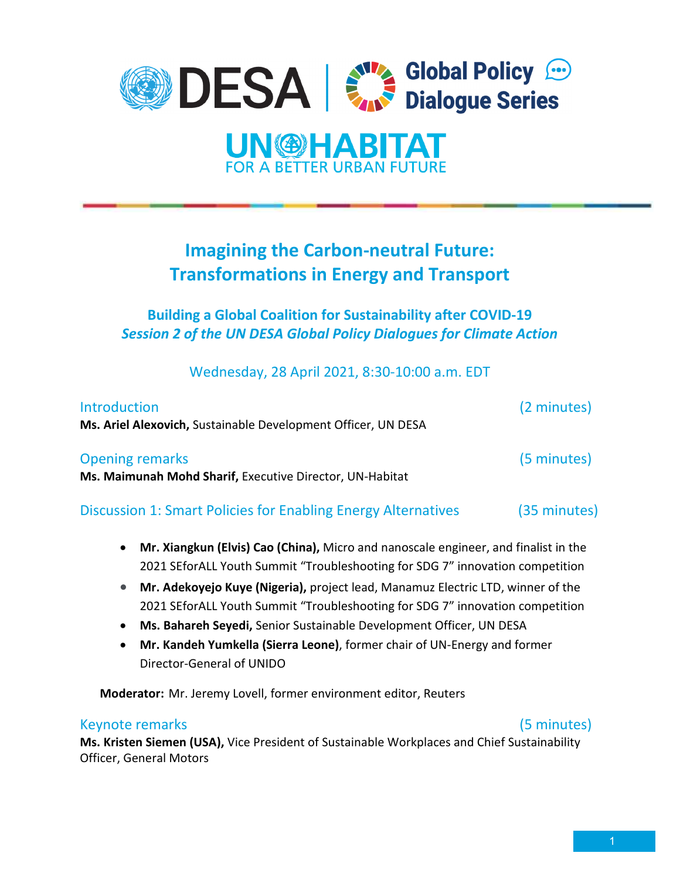DESA | Global Policy Dialogue Series

UN-HABITAT
FOR A BETTER URBAN FUTURE

# Imagining the Carbon-neutral Future: Transformations in Energy and Transport

## Building a Global Coalition for Sustainability after COVID-19
## *Session 2 of the UN DESA Global Policy Dialogues for Climate Action*

Wednesday, 28 April 2021, 8:30-10:00 a.m. EDT

### Introduction (2 minutes)

**Ms. Ariel Alexovich,** Sustainable Development Officer, UN DESA

### Opening remarks (5 minutes)

**Ms. Maimunah Mohd Sharif,** Executive Director, UN-Habitat

### Discussion 1: Smart Policies for Enabling Energy Alternatives (35 minutes)

- **Mr. Xiangkun (Elvis) Cao (China),** Micro and nanoscale engineer, and finalist in the 2021 SEforALL Youth Summit "Troubleshooting for SDG 7" innovation competition
- **Mr. Adekoyejo Kuye (Nigeria),** project lead, Manamuz Electric LTD, winner of the 2021 SEforALL Youth Summit "Troubleshooting for SDG 7" innovation competition
- **Ms. Bahareh Seyedi,** Senior Sustainable Development Officer, UN DESA
- **Mr. Kandeh Yumkella (Sierra Leone)**, former chair of UN-Energy and former Director-General of UNIDO

**Moderator:** Mr. Jeremy Lovell, former environment editor, Reuters

### Keynote remarks (5 minutes)

**Ms. Kristen Siemen (USA),** Vice President of Sustainable Workplaces and Chief Sustainability Officer, General Motors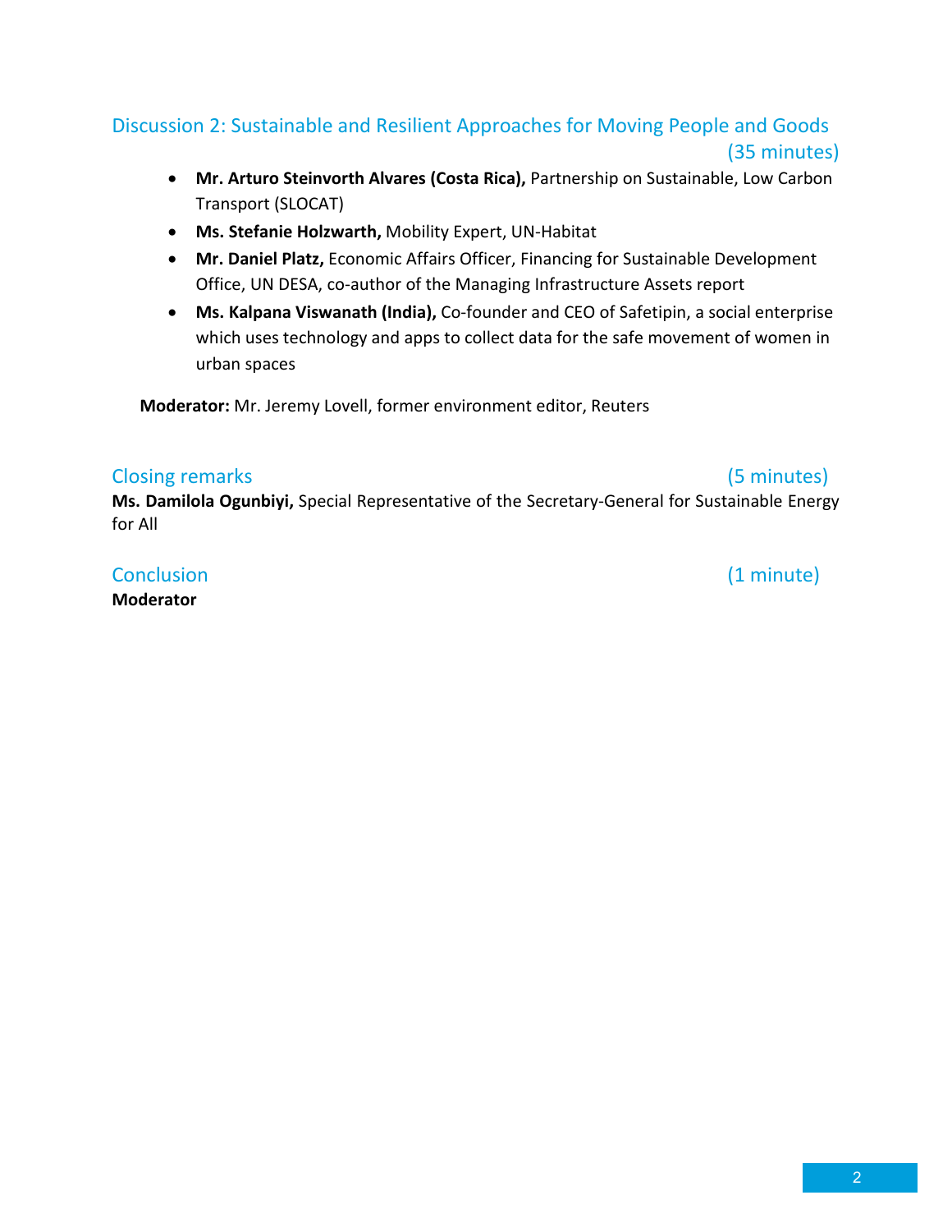## Discussion 2: Sustainable and Resilient Approaches for Moving People and Goods (35 minutes)

- **Mr. Arturo Steinvorth Alvares (Costa Rica),** Partnership on Sustainable, Low Carbon Transport (SLOCAT)
- **Ms. Stefanie Holzwarth,** Mobility Expert, UN-Habitat
- **Mr. Daniel Platz,** Economic Affairs Officer, Financing for Sustainable Development Office, UN DESA, co-author of the Managing Infrastructure Assets report
- **Ms. Kalpana Viswanath (India),** Co-founder and CEO of Safetipin, a social enterprise which uses technology and apps to collect data for the safe movement of women in urban spaces

**Moderator:** Mr. Jeremy Lovell, former environment editor, Reuters

## Closing remarks (5 minutes)

**Ms. Damilola Ogunbiyi,** Special Representative of the Secretary-General for Sustainable Energy for All

## Conclusion (1 minute)

**Moderator**